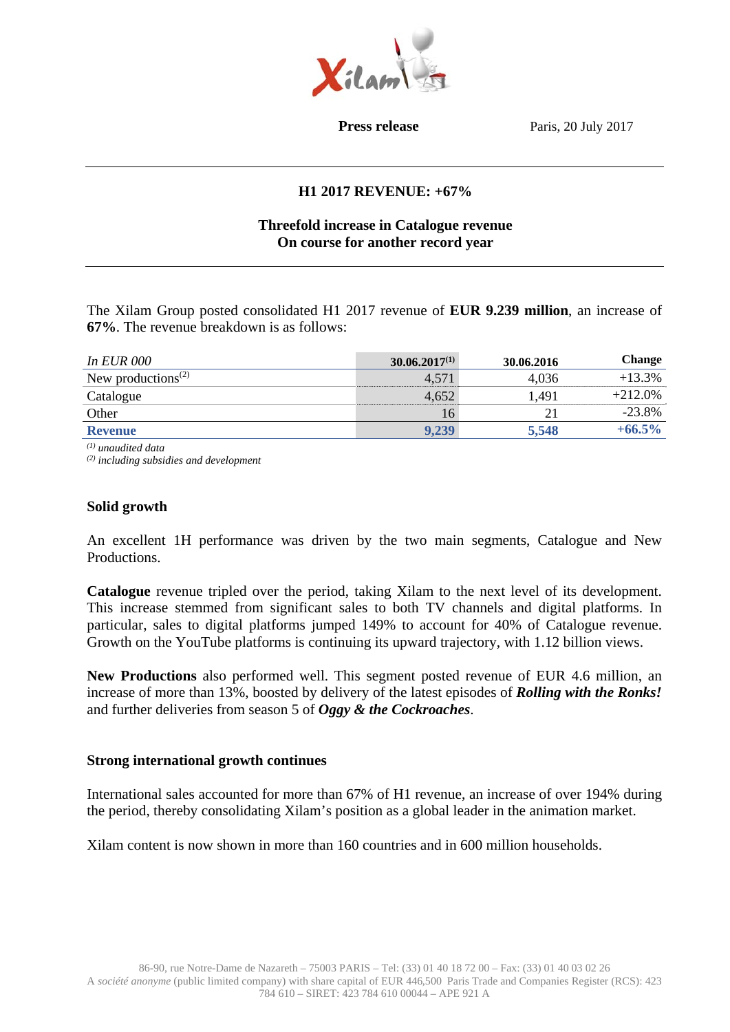**Press release** Paris, 20 July 2017

## H1 2017 REVENUE: +67%

### Threefold increase in Catalogue revenue
### On course for another record year

The Xilam Group posted consolidated H1 2017 revenue of **EUR 9.239 million**, an increase of **67%**. The revenue breakdown is as follows:

| *In EUR 000* | **30.06.2017[1]** | **30.06.2016** | **Change** |
|---|---|---|---|
| New productions[2] | 4,571 | 4,036 | +13.3% |
| Catalogue | 4,652 | 1,491 | +212.0% |
| Other | 16 | 21 | -23.8% |
| **Revenue** | **9,239** | **5,548** | **+66.5%** |

*[1] unaudited data*
*[2] including subsidies and development*

### Solid growth

An excellent 1H performance was driven by the two main segments, Catalogue and New Productions.

**Catalogue** revenue tripled over the period, taking Xilam to the next level of its development. This increase stemmed from significant sales to both TV channels and digital platforms. In particular, sales to digital platforms jumped 149% to account for 40% of Catalogue revenue. Growth on the YouTube platforms is continuing its upward trajectory, with 1.12 billion views.

**New Productions** also performed well. This segment posted revenue of EUR 4.6 million, an increase of more than 13%, boosted by delivery of the latest episodes of ***Rolling with the Ronks!*** and further deliveries from season 5 of ***Oggy & the Cockroaches***.

### Strong international growth continues

International sales accounted for more than 67% of H1 revenue, an increase of over 194% during the period, thereby consolidating Xilam's position as a global leader in the animation market.

Xilam content is now shown in more than 160 countries and in 600 million households.

86-90, rue Notre-Dame de Nazareth – 75003 PARIS – Tel: (33) 01 40 18 72 00 – Fax: (33) 01 40 03 02 26
A *société anonyme* (public limited company) with share capital of EUR 446,500 Paris Trade and Companies Register (RCS): 423 784 610 – SIRET: 423 784 610 00044 – APE 921 A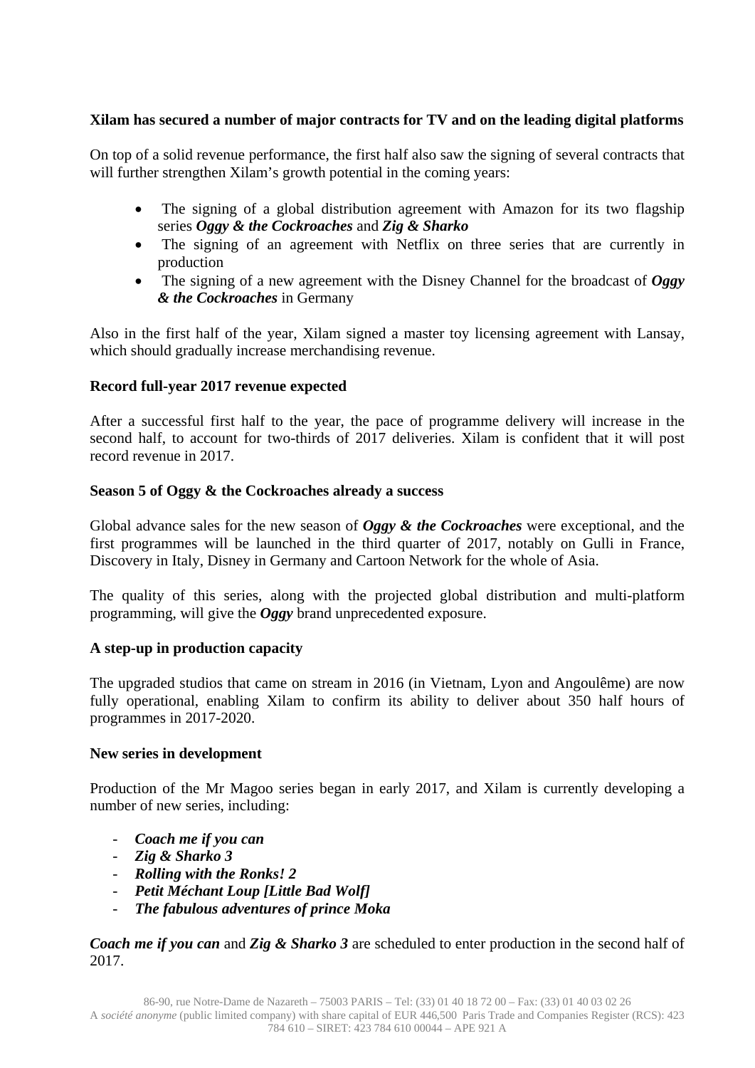**Xilam has secured a number of major contracts for TV and on the leading digital platforms**

On top of a solid revenue performance, the first half also saw the signing of several contracts that will further strengthen Xilam's growth potential in the coming years:

- The signing of a global distribution agreement with Amazon for its two flagship series ***Oggy & the Cockroaches*** and ***Zig & Sharko***
- The signing of an agreement with Netflix on three series that are currently in production
- The signing of a new agreement with the Disney Channel for the broadcast of ***Oggy & the Cockroaches*** in Germany

Also in the first half of the year, Xilam signed a master toy licensing agreement with Lansay, which should gradually increase merchandising revenue.

**Record full-year 2017 revenue expected**

After a successful first half to the year, the pace of programme delivery will increase in the second half, to account for two-thirds of 2017 deliveries. Xilam is confident that it will post record revenue in 2017.

**Season 5 of Oggy & the Cockroaches already a success**

Global advance sales for the new season of ***Oggy & the Cockroaches*** were exceptional, and the first programmes will be launched in the third quarter of 2017, notably on Gulli in France, Discovery in Italy, Disney in Germany and Cartoon Network for the whole of Asia.

The quality of this series, along with the projected global distribution and multi-platform programming, will give the ***Oggy*** brand unprecedented exposure.

**A step-up in production capacity**

The upgraded studios that came on stream in 2016 (in Vietnam, Lyon and Angoulême) are now fully operational, enabling Xilam to confirm its ability to deliver about 350 half hours of programmes in 2017-2020.

**New series in development**

Production of the Mr Magoo series began in early 2017, and Xilam is currently developing a number of new series, including:

- ***Coach me if you can***
- ***Zig & Sharko 3***
- ***Rolling with the Ronks! 2***
- ***Petit Méchant Loup [Little Bad Wolf]***
- ***The fabulous adventures of prince Moka***

***Coach me if you can*** and ***Zig & Sharko 3*** are scheduled to enter production in the second half of 2017.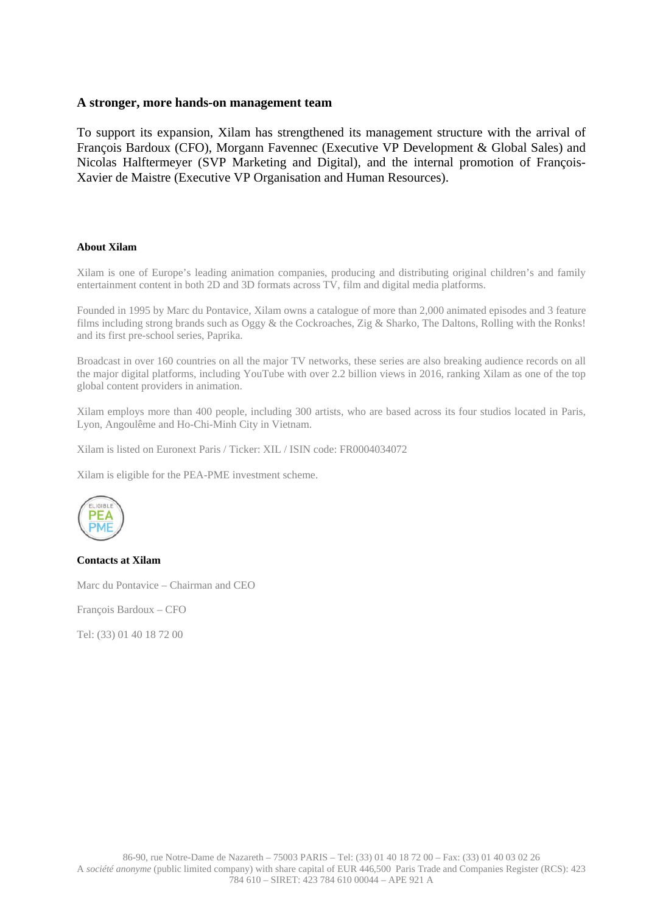### A stronger, more hands-on management team

To support its expansion, Xilam has strengthened its management structure with the arrival of François Bardoux (CFO), Morgann Favennec (Executive VP Development & Global Sales) and Nicolas Halftermeyer (SVP Marketing and Digital), and the internal promotion of François-Xavier de Maistre (Executive VP Organisation and Human Resources).

**About Xilam**

Xilam is one of Europe's leading animation companies, producing and distributing original children's and family entertainment content in both 2D and 3D formats across TV, film and digital media platforms.

Founded in 1995 by Marc du Pontavice, Xilam owns a catalogue of more than 2,000 animated episodes and 3 feature films including strong brands such as Oggy & the Cockroaches, Zig & Sharko, The Daltons, Rolling with the Ronks! and its first pre-school series, Paprika.

Broadcast in over 160 countries on all the major TV networks, these series are also breaking audience records on all the major digital platforms, including YouTube with over 2.2 billion views in 2016, ranking Xilam as one of the top global content providers in animation.

Xilam employs more than 400 people, including 300 artists, who are based across its four studios located in Paris, Lyon, Angoulême and Ho-Chi-Minh City in Vietnam.

Xilam is listed on Euronext Paris / Ticker: XIL / ISIN code: FR0004034072

Xilam is eligible for the PEA-PME investment scheme.

ELIGIBLE PEA PME

**Contacts at Xilam**

Marc du Pontavice – Chairman and CEO

François Bardoux – CFO

Tel: (33) 01 40 18 72 00

86-90, rue Notre-Dame de Nazareth – 75003 PARIS – Tel: (33) 01 40 18 72 00 – Fax: (33) 01 40 03 02 26
A *société anonyme* (public limited company) with share capital of EUR 446,500 Paris Trade and Companies Register (RCS): 423 784 610 – SIRET: 423 784 610 00044 – APE 921 A